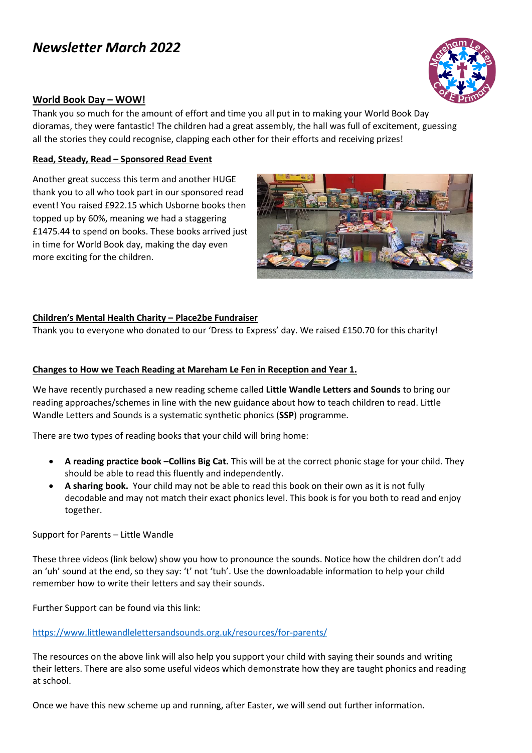# *Newsletter March 2022*

## World Book Day – WOW!

Thank you so much for the amount of effort and time you all put in to making your World Book Day dioramas, they were fantastic! The children had a great assembly, the hall was full of excitement, guessing all the stories they could recognise, clapping each other for their efforts and receiving prizes!

### Read, Steady, Read – Sponsored Read Event

Another great success this term and another HUGE thank you to all who took part in our sponsored read event! You raised £922.15 which Usborne books then topped up by 60%, meaning we had a staggering £1475.44 to spend on books. These books arrived just in time for World Book day, making the day even more exciting for the children.

### Children's Mental Health Charity – Place2be Fundraiser

Thank you to everyone who donated to our 'Dress to Express' day. We raised £150.70 for this charity!

### Changes to How we Teach Reading at Mareham Le Fen in Reception and Year 1.

We have recently purchased a new reading scheme called **Little Wandle Letters and Sounds** to bring our reading approaches/schemes in line with the new guidance about how to teach children to read. Little Wandle Letters and Sounds is a systematic synthetic phonics (**SSP**) programme.

There are two types of reading books that your child will bring home:

- **A reading practice book –Collins Big Cat.** This will be at the correct phonic stage for your child. They should be able to read this fluently and independently.
- **A sharing book.** Your child may not be able to read this book on their own as it is not fully decodable and may not match their exact phonics level. This book is for you both to read and enjoy together.

Support for Parents – Little Wandle

These three videos (link below) show you how to pronounce the sounds. Notice how the children don't add an 'uh' sound at the end, so they say: 't' not 'tuh'. Use the downloadable information to help your child remember how to write their letters and say their sounds.

Further Support can be found via this link:

https://www.littlewandlelettersandsounds.org.uk/resources/for-parents/

The resources on the above link will also help you support your child with saying their sounds and writing their letters. There are also some useful videos which demonstrate how they are taught phonics and reading at school.

Once we have this new scheme up and running, after Easter, we will send out further information.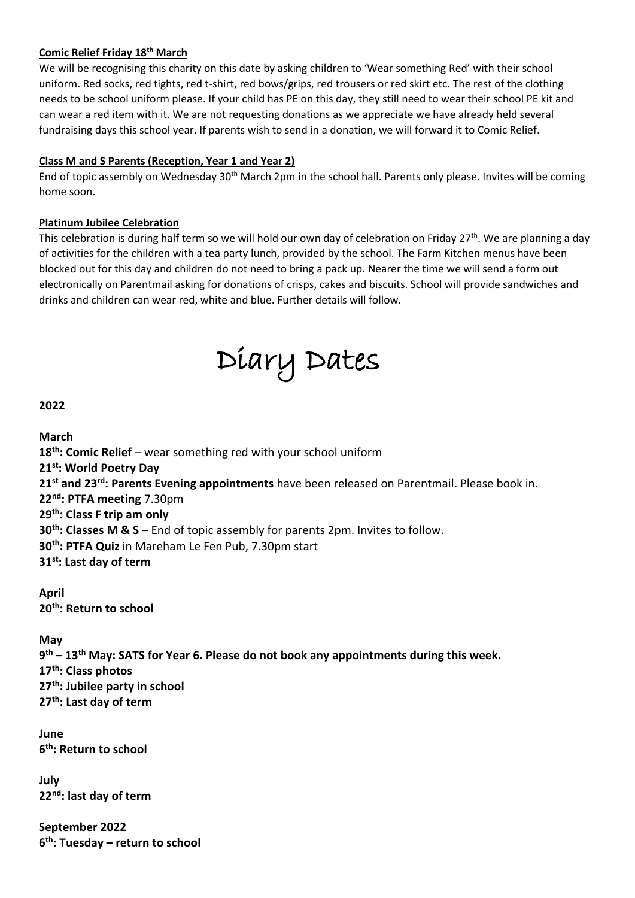**Comic Relief Friday 18th March**

We will be recognising this charity on this date by asking children to 'Wear something Red' with their school uniform. Red socks, red tights, red t-shirt, red bows/grips, red trousers or red skirt etc. The rest of the clothing needs to be school uniform please. If your child has PE on this day, they still need to wear their school PE kit and can wear a red item with it. We are not requesting donations as we appreciate we have already held several fundraising days this school year. If parents wish to send in a donation, we will forward it to Comic Relief.

**Class M and S Parents (Reception, Year 1 and Year 2)**

End of topic assembly on Wednesday 30th March 2pm in the school hall. Parents only please. Invites will be coming home soon.

**Platinum Jubilee Celebration**

This celebration is during half term so we will hold our own day of celebration on Friday 27th. We are planning a day of activities for the children with a tea party lunch, provided by the school. The Farm Kitchen menus have been blocked out for this day and children do not need to bring a pack up. Nearer the time we will send a form out electronically on Parentmail asking for donations of crisps, cakes and biscuits. School will provide sandwiches and drinks and children can wear red, white and blue. Further details will follow.

# Diary Dates

**2022**

**March**
**18th: Comic Relief** – wear something red with your school uniform
**21st: World Poetry Day**
**21st and 23rd: Parents Evening appointments** have been released on Parentmail. Please book in.
**22nd: PTFA meeting** 7.30pm
**29th: Class F trip am only**
**30th: Classes M & S –** End of topic assembly for parents 2pm. Invites to follow.
**30th: PTFA Quiz** in Mareham Le Fen Pub, 7.30pm start
**31st: Last day of term**

**April**
**20th: Return to school**

**May**
**9th – 13th May: SATS for Year 6. Please do not book any appointments during this week.**
**17th: Class photos**
**27th: Jubilee party in school**
**27th: Last day of term**

**June**
**6th: Return to school**

**July**
**22nd: last day of term**

**September 2022**
**6th: Tuesday – return to school**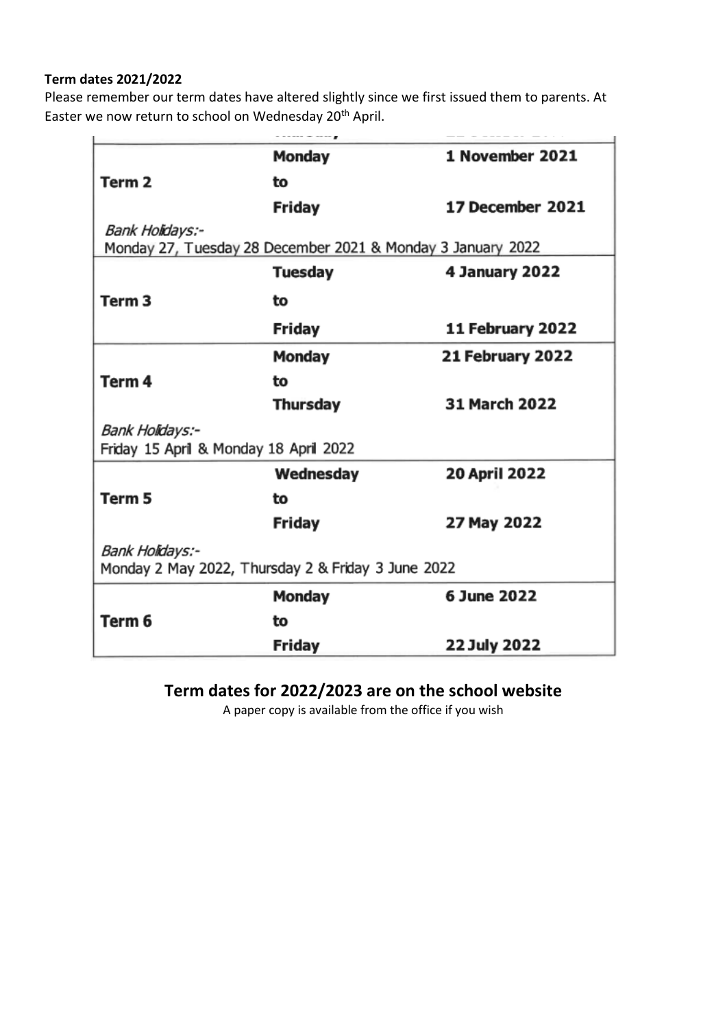**Term dates 2021/2022**

Please remember our term dates have altered slightly since we first issued them to parents. At Easter we now return to school on Wednesday 20th April.

| | | |
|---|---|---|
| Term 2 | Monday to Friday | 1 November 2021 to 17 December 2021 |
| *Bank Holidays:-* Monday 27, Tuesday 28 December 2021 & Monday 3 January 2022 | | |
| Term 3 | Tuesday to Friday | 4 January 2022 to 11 February 2022 |
| Term 4 | Monday to Thursday | 21 February 2022 to 31 March 2022 |
| *Bank Holidays:-* Friday 15 April & Monday 18 April 2022 | | |
| Term 5 | Wednesday to Friday | 20 April 2022 to 27 May 2022 |
| *Bank Holidays:-* Monday 2 May 2022, Thursday 2 & Friday 3 June 2022 | | |
| Term 6 | Monday to Friday | 6 June 2022 to 22 July 2022 |

## Term dates for 2022/2023 are on the school website

A paper copy is available from the office if you wish